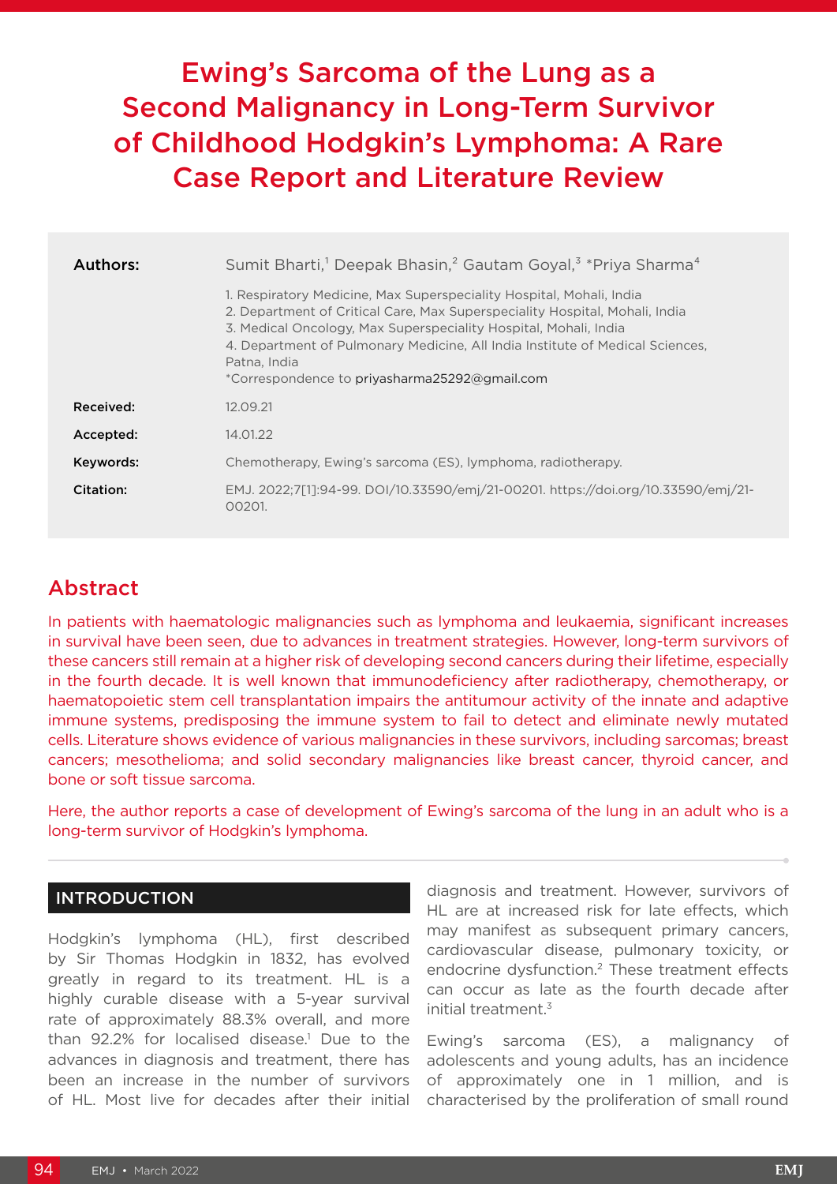# Ewing's Sarcoma of the Lung as a Second Malignancy in Long-Term Survivor of Childhood Hodgkin's Lymphoma: A Rare Case Report and Literature Review

| | |
|---|---|
| **Authors:** | Sumit Bharti,[1] Deepak Bhasin,[2] Gautam Goyal,[3] *Priya Sharma[4]<br><br>1. Respiratory Medicine, Max Superspeciality Hospital, Mohali, India<br>2. Department of Critical Care, Max Superspeciality Hospital, Mohali, India<br>3. Medical Oncology, Max Superspeciality Hospital, Mohali, India<br>4. Department of Pulmonary Medicine, All India Institute of Medical Sciences, Patna, India<br>*Correspondence to priyasharma25292@gmail.com |
| **Received:** | 12.09.21 |
| **Accepted:** | 14.01.22 |
| **Keywords:** | Chemotherapy, Ewing's sarcoma (ES), lymphoma, radiotherapy. |
| **Citation:** | EMJ. 2022;7[1]:94-99. DOI/10.33590/emj/21-00201. https://doi.org/10.33590/emj/21-00201. |

## Abstract

In patients with haematologic malignancies such as lymphoma and leukaemia, significant increases in survival have been seen, due to advances in treatment strategies. However, long-term survivors of these cancers still remain at a higher risk of developing second cancers during their lifetime, especially in the fourth decade. It is well known that immunodeficiency after radiotherapy, chemotherapy, or haematopoietic stem cell transplantation impairs the antitumour activity of the innate and adaptive immune systems, predisposing the immune system to fail to detect and eliminate newly mutated cells. Literature shows evidence of various malignancies in these survivors, including sarcomas; breast cancers; mesothelioma; and solid secondary malignancies like breast cancer, thyroid cancer, and bone or soft tissue sarcoma.

Here, the author reports a case of development of Ewing's sarcoma of the lung in an adult who is a long-term survivor of Hodgkin's lymphoma.

## INTRODUCTION

Hodgkin's lymphoma (HL), first described by Sir Thomas Hodgkin in 1832, has evolved greatly in regard to its treatment. HL is a highly curable disease with a 5-year survival rate of approximately 88.3% overall, and more than 92.2% for localised disease.[1] Due to the advances in diagnosis and treatment, there has been an increase in the number of survivors of HL. Most live for decades after their initial diagnosis and treatment. However, survivors of HL are at increased risk for late effects, which may manifest as subsequent primary cancers, cardiovascular disease, pulmonary toxicity, or endocrine dysfunction.[2] These treatment effects can occur as late as the fourth decade after initial treatment.[3]

Ewing's sarcoma (ES), a malignancy of adolescents and young adults, has an incidence of approximately one in 1 million, and is characterised by the proliferation of small round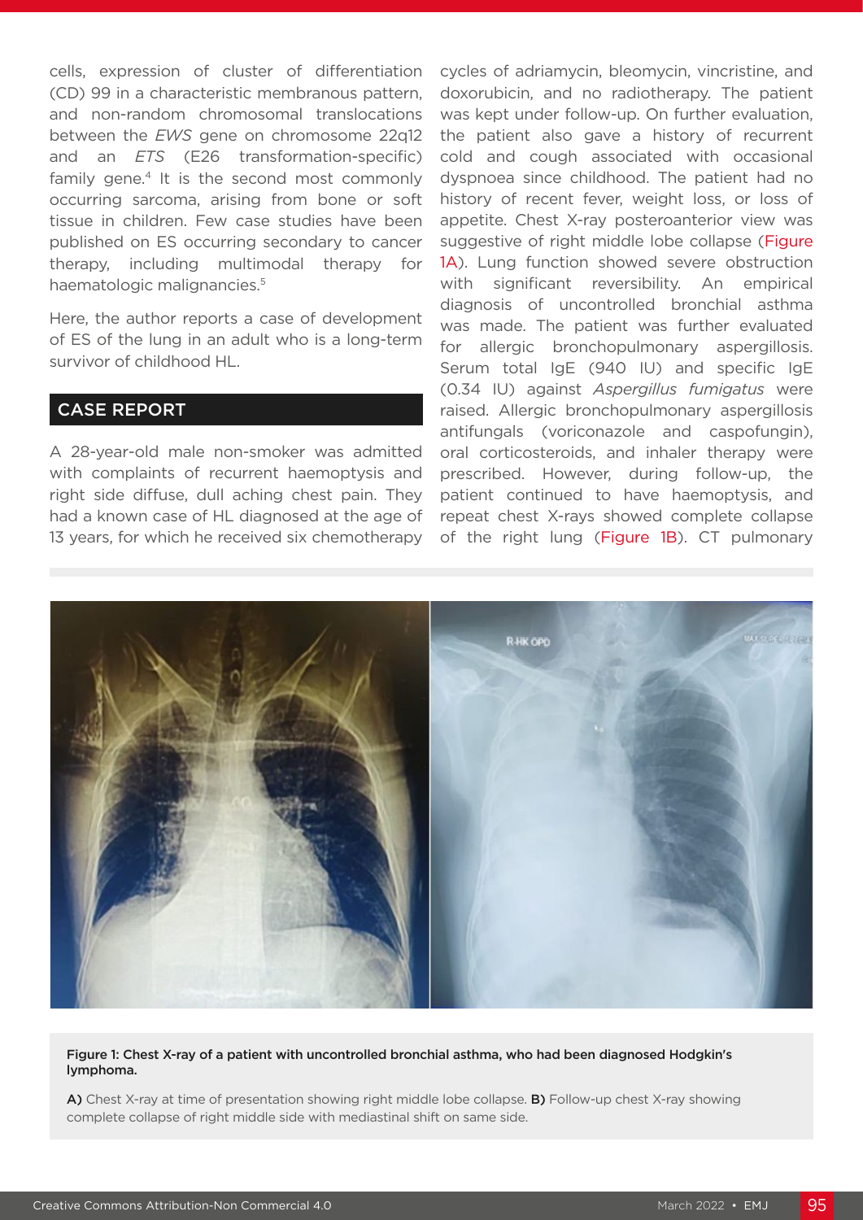cells, expression of cluster of differentiation (CD) 99 in a characteristic membranous pattern, and non-random chromosomal translocations between the *EWS* gene on chromosome 22q12 and an *ETS* (E26 transformation-specific) family gene.[4] It is the second most commonly occurring sarcoma, arising from bone or soft tissue in children. Few case studies have been published on ES occurring secondary to cancer therapy, including multimodal therapy for haematologic malignancies.[5]

Here, the author reports a case of development of ES of the lung in an adult who is a long-term survivor of childhood HL.

## CASE REPORT

A 28-year-old male non-smoker was admitted with complaints of recurrent haemoptysis and right side diffuse, dull aching chest pain. They had a known case of HL diagnosed at the age of 13 years, for which he received six chemotherapy cycles of adriamycin, bleomycin, vincristine, and doxorubicin, and no radiotherapy. The patient was kept under follow-up. On further evaluation, the patient also gave a history of recurrent cold and cough associated with occasional dyspnoea since childhood. The patient had no history of recent fever, weight loss, or loss of appetite. Chest X-ray posteroanterior view was suggestive of right middle lobe collapse (Figure 1A). Lung function showed severe obstruction with significant reversibility. An empirical diagnosis of uncontrolled bronchial asthma was made. The patient was further evaluated for allergic bronchopulmonary aspergillosis. Serum total IgE (940 IU) and specific IgE (0.34 IU) against *Aspergillus fumigatus* were raised. Allergic bronchopulmonary aspergillosis antifungals (voriconazole and caspofungin), oral corticosteroids, and inhaler therapy were prescribed. However, during follow-up, the patient continued to have haemoptysis, and repeat chest X-rays showed complete collapse of the right lung (Figure 1B). CT pulmonary

**Figure 1: Chest X-ray of a patient with uncontrolled bronchial asthma, who had been diagnosed Hodgkin's lymphoma.**

**A)** Chest X-ray at time of presentation showing right middle lobe collapse. **B)** Follow-up chest X-ray showing complete collapse of right middle side with mediastinal shift on same side.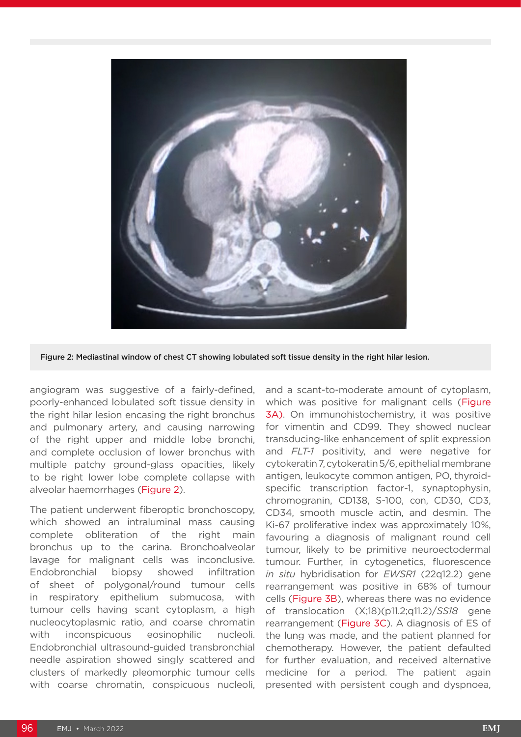Figure 2: Mediastinal window of chest CT showing lobulated soft tissue density in the right hilar lesion.

angiogram was suggestive of a fairly-defined, poorly-enhanced lobulated soft tissue density in the right hilar lesion encasing the right bronchus and pulmonary artery, and causing narrowing of the right upper and middle lobe bronchi, and complete occlusion of lower bronchus with multiple patchy ground-glass opacities, likely to be right lower lobe complete collapse with alveolar haemorrhages (Figure 2).

The patient underwent fiberoptic bronchoscopy, which showed an intraluminal mass causing complete obliteration of the right main bronchus up to the carina. Bronchoalveolar lavage for malignant cells was inconclusive. Endobronchial biopsy showed infiltration of sheet of polygonal/round tumour cells in respiratory epithelium submucosa, with tumour cells having scant cytoplasm, a high nucleocytoplasmic ratio, and coarse chromatin with inconspicuous eosinophilic nucleoli. Endobronchial ultrasound-guided transbronchial needle aspiration showed singly scattered and clusters of markedly pleomorphic tumour cells with coarse chromatin, conspicuous nucleoli, and a scant-to-moderate amount of cytoplasm, which was positive for malignant cells (Figure 3A). On immunohistochemistry, it was positive for vimentin and CD99. They showed nuclear transducing-like enhancement of split expression and *FLT-1* positivity, and were negative for cytokeratin 7, cytokeratin 5/6, epithelial membrane antigen, leukocyte common antigen, PO, thyroid-specific transcription factor-1, synaptophysin, chromogranin, CD138, S-100, con, CD30, CD3, CD34, smooth muscle actin, and desmin. The Ki-67 proliferative index was approximately 10%, favouring a diagnosis of malignant round cell tumour, likely to be primitive neuroectodermal tumour. Further, in cytogenetics, fluorescence *in situ* hybridisation for *EWSR1* (22q12.2) gene rearrangement was positive in 68% of tumour cells (Figure 3B), whereas there was no evidence of translocation (X;18)(p11.2;q11.2)/*SS18* gene rearrangement (Figure 3C). A diagnosis of ES of the lung was made, and the patient planned for chemotherapy. However, the patient defaulted for further evaluation, and received alternative medicine for a period. The patient again presented with persistent cough and dyspnoea,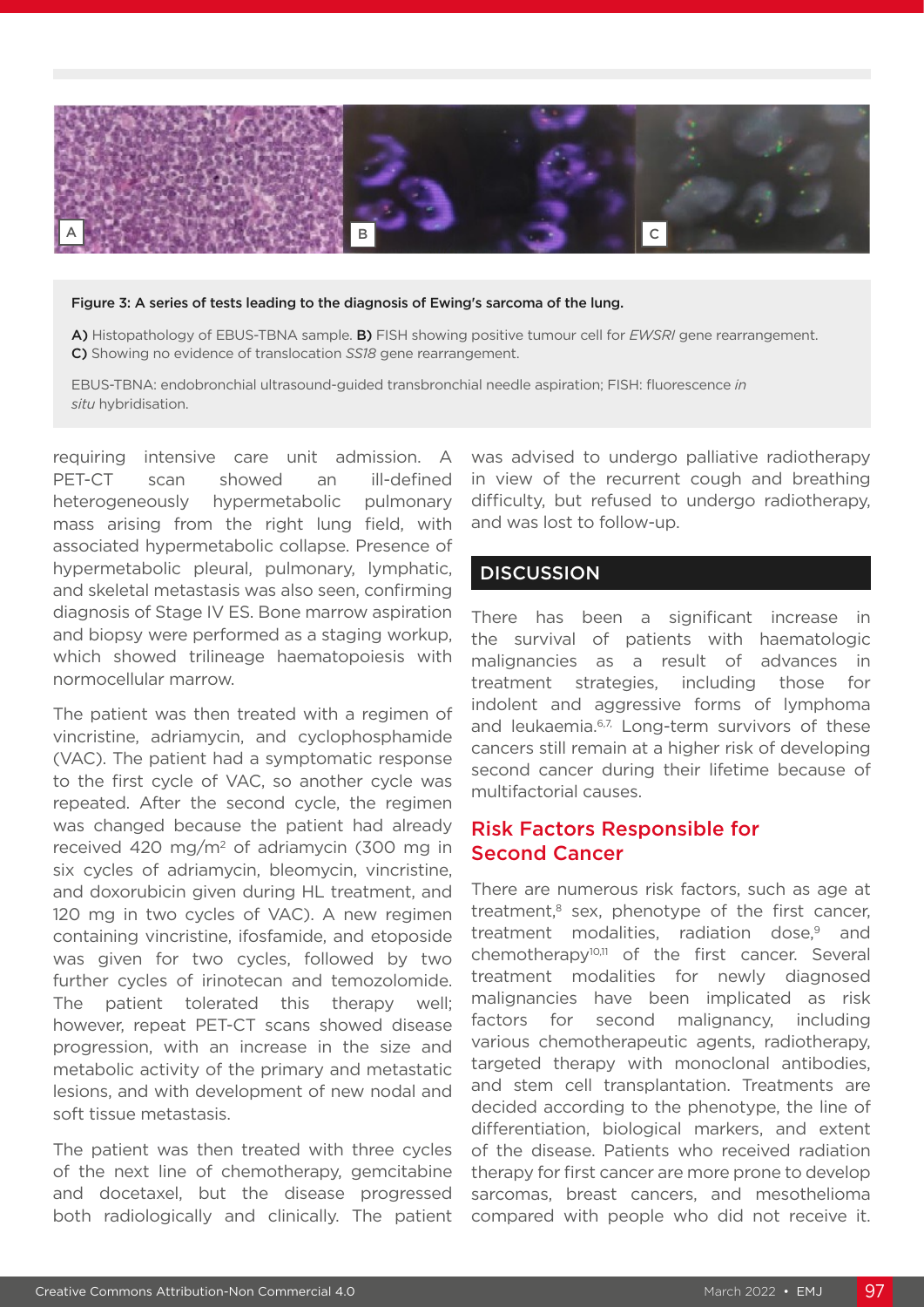Figure 3: A series of tests leading to the diagnosis of Ewing's sarcoma of the lung.

**A)** Histopathology of EBUS-TBNA sample. **B)** FISH showing positive tumour cell for *EWSRI* gene rearrangement. **C)** Showing no evidence of translocation *SS18* gene rearrangement.

EBUS-TBNA: endobronchial ultrasound-guided transbronchial needle aspiration; FISH: fluorescence *in situ* hybridisation.

requiring intensive care unit admission. A PET-CT scan showed an ill-defined heterogeneously hypermetabolic pulmonary mass arising from the right lung field, with associated hypermetabolic collapse. Presence of hypermetabolic pleural, pulmonary, lymphatic, and skeletal metastasis was also seen, confirming diagnosis of Stage IV ES. Bone marrow aspiration and biopsy were performed as a staging workup, which showed trilineage haematopoiesis with normocellular marrow.

The patient was then treated with a regimen of vincristine, adriamycin, and cyclophosphamide (VAC). The patient had a symptomatic response to the first cycle of VAC, so another cycle was repeated. After the second cycle, the regimen was changed because the patient had already received 420 mg/m² of adriamycin (300 mg in six cycles of adriamycin, bleomycin, vincristine, and doxorubicin given during HL treatment, and 120 mg in two cycles of VAC). A new regimen containing vincristine, ifosfamide, and etoposide was given for two cycles, followed by two further cycles of irinotecan and temozolomide. The patient tolerated this therapy well; however, repeat PET-CT scans showed disease progression, with an increase in the size and metabolic activity of the primary and metastatic lesions, and with development of new nodal and soft tissue metastasis.

The patient was then treated with three cycles of the next line of chemotherapy, gemcitabine and docetaxel, but the disease progressed both radiologically and clinically. The patient was advised to undergo palliative radiotherapy in view of the recurrent cough and breathing difficulty, but refused to undergo radiotherapy, and was lost to follow-up.

## DISCUSSION

There has been a significant increase in the survival of patients with haematologic malignancies as a result of advances in treatment strategies, including those for indolent and aggressive forms of lymphoma and leukaemia.[6,7] Long-term survivors of these cancers still remain at a higher risk of developing second cancer during their lifetime because of multifactorial causes.

### Risk Factors Responsible for Second Cancer

There are numerous risk factors, such as age at treatment,[8] sex, phenotype of the first cancer, treatment modalities, radiation dose,[9] and chemotherapy[10,11] of the first cancer. Several treatment modalities for newly diagnosed malignancies have been implicated as risk factors for second malignancy, including various chemotherapeutic agents, radiotherapy, targeted therapy with monoclonal antibodies, and stem cell transplantation. Treatments are decided according to the phenotype, the line of differentiation, biological markers, and extent of the disease. Patients who received radiation therapy for first cancer are more prone to develop sarcomas, breast cancers, and mesothelioma compared with people who did not receive it.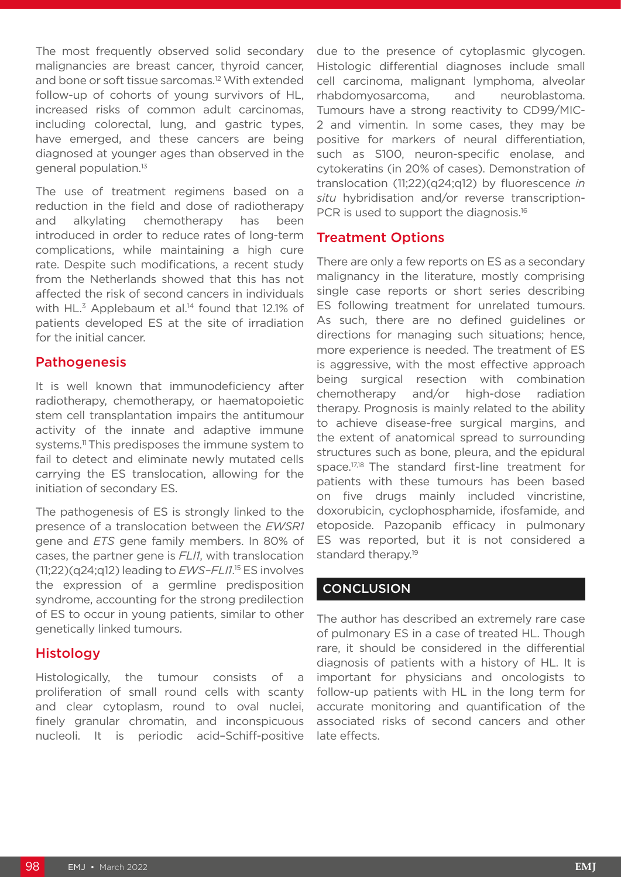The most frequently observed solid secondary malignancies are breast cancer, thyroid cancer, and bone or soft tissue sarcomas.[12] With extended follow-up of cohorts of young survivors of HL, increased risks of common adult carcinomas, including colorectal, lung, and gastric types, have emerged, and these cancers are being diagnosed at younger ages than observed in the general population.[13]

The use of treatment regimens based on a reduction in the field and dose of radiotherapy and alkylating chemotherapy has been introduced in order to reduce rates of long-term complications, while maintaining a high cure rate. Despite such modifications, a recent study from the Netherlands showed that this has not affected the risk of second cancers in individuals with HL.[3] Applebaum et al.[14] found that 12.1% of patients developed ES at the site of irradiation for the initial cancer.

## Pathogenesis

It is well known that immunodeficiency after radiotherapy, chemotherapy, or haematopoietic stem cell transplantation impairs the antitumour activity of the innate and adaptive immune systems.[11] This predisposes the immune system to fail to detect and eliminate newly mutated cells carrying the ES translocation, allowing for the initiation of secondary ES.

The pathogenesis of ES is strongly linked to the presence of a translocation between the *EWSR1* gene and *ETS* gene family members. In 80% of cases, the partner gene is *FLI1*, with translocation (11;22)(q24;q12) leading to *EWS–FLI1*.[15] ES involves the expression of a germline predisposition syndrome, accounting for the strong predilection of ES to occur in young patients, similar to other genetically linked tumours.

## Histology

Histologically, the tumour consists of a proliferation of small round cells with scanty and clear cytoplasm, round to oval nuclei, finely granular chromatin, and inconspicuous nucleoli. It is periodic acid–Schiff-positive due to the presence of cytoplasmic glycogen. Histologic differential diagnoses include small cell carcinoma, malignant lymphoma, alveolar rhabdomyosarcoma, and neuroblastoma. Tumours have a strong reactivity to CD99/MIC-2 and vimentin. In some cases, they may be positive for markers of neural differentiation, such as S100, neuron-specific enolase, and cytokeratins (in 20% of cases). Demonstration of translocation (11;22)(q24;q12) by fluorescence *in situ* hybridisation and/or reverse transcription-PCR is used to support the diagnosis.[16]

## Treatment Options

There are only a few reports on ES as a secondary malignancy in the literature, mostly comprising single case reports or short series describing ES following treatment for unrelated tumours. As such, there are no defined guidelines or directions for managing such situations; hence, more experience is needed. The treatment of ES is aggressive, with the most effective approach being surgical resection with combination chemotherapy and/or high-dose radiation therapy. Prognosis is mainly related to the ability to achieve disease-free surgical margins, and the extent of anatomical spread to surrounding structures such as bone, pleura, and the epidural space.[17,18] The standard first-line treatment for patients with these tumours has been based on five drugs mainly included vincristine, doxorubicin, cyclophosphamide, ifosfamide, and etoposide. Pazopanib efficacy in pulmonary ES was reported, but it is not considered a standard therapy.[19]

# CONCLUSION

The author has described an extremely rare case of pulmonary ES in a case of treated HL. Though rare, it should be considered in the differential diagnosis of patients with a history of HL. It is important for physicians and oncologists to follow-up patients with HL in the long term for accurate monitoring and quantification of the associated risks of second cancers and other late effects.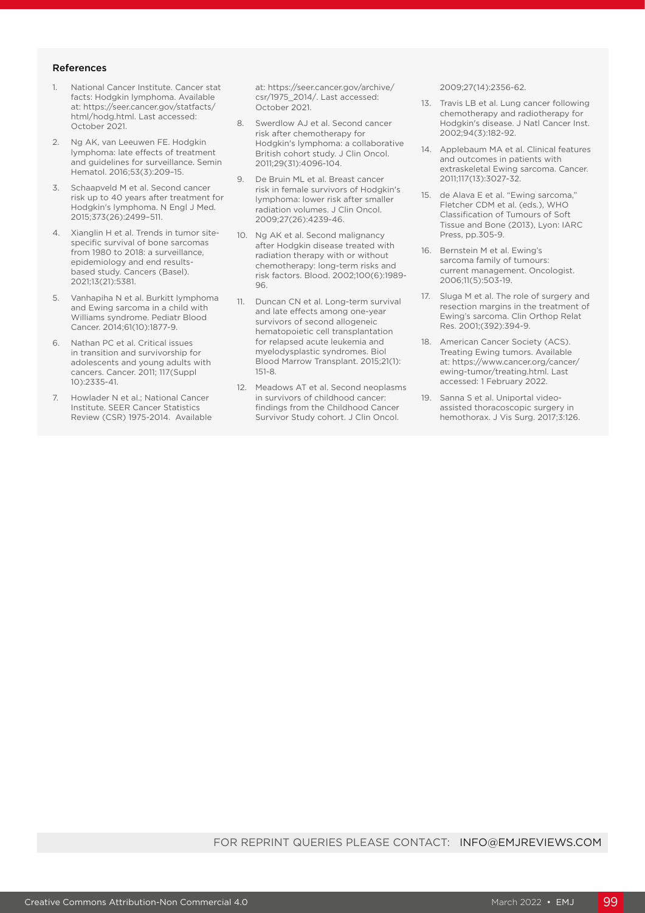### References

1. National Cancer Institute. Cancer stat facts: Hodgkin lymphoma. Available at: https://seer.cancer.gov/statfacts/html/hodg.html. Last accessed: October 2021.
2. Ng AK, van Leeuwen FE. Hodgkin lymphoma: late effects of treatment and guidelines for surveillance. Semin Hematol. 2016;53(3):209–15.
3. Schaapveld M et al. Second cancer risk up to 40 years after treatment for Hodgkin's lymphoma. N Engl J Med. 2015;373(26):2499–511.
4. Xianglin H et al. Trends in tumor site-specific survival of bone sarcomas from 1980 to 2018: a surveillance, epidemiology and end results-based study. Cancers (Basel). 2021;13(21):5381.
5. Vanhapiha N et al. Burkitt lymphoma and Ewing sarcoma in a child with Williams syndrome. Pediatr Blood Cancer. 2014;61(10):1877-9.
6. Nathan PC et al. Critical issues in transition and survivorship for adolescents and young adults with cancers. Cancer. 2011; 117(Suppl 10):2335-41.
7. Howlader N et al.; National Cancer Institute. SEER Cancer Statistics Review (CSR) 1975-2014. Available at: https://seer.cancer.gov/archive/csr/1975_2014/. Last accessed: October 2021.
8. Swerdlow AJ et al. Second cancer risk after chemotherapy for Hodgkin's lymphoma: a collaborative British cohort study. J Clin Oncol. 2011;29(31):4096-104.
9. De Bruin ML et al. Breast cancer risk in female survivors of Hodgkin's lymphoma: lower risk after smaller radiation volumes. J Clin Oncol. 2009;27(26):4239-46.
10. Ng AK et al. Second malignancy after Hodgkin disease treated with radiation therapy with or without chemotherapy: long-term risks and risk factors. Blood. 2002;100(6):1989-96.
11. Duncan CN et al. Long-term survival and late effects among one-year survivors of second allogeneic hematopoietic cell transplantation for relapsed acute leukemia and myelodysplastic syndromes. Biol Blood Marrow Transplant. 2015;21(1):151-8.
12. Meadows AT et al. Second neoplasms in survivors of childhood cancer: findings from the Childhood Cancer Survivor Study cohort. J Clin Oncol. 2009;27(14):2356-62.
13. Travis LB et al. Lung cancer following chemotherapy and radiotherapy for Hodgkin's disease. J Natl Cancer Inst. 2002;94(3):182-92.
14. Applebaum MA et al. Clinical features and outcomes in patients with extraskeletal Ewing sarcoma. Cancer. 2011;117(13):3027-32.
15. de Alava E et al. "Ewing sarcoma," Fletcher CDM et al. (eds.), WHO Classification of Tumours of Soft Tissue and Bone (2013), Lyon: IARC Press, pp.305-9.
16. Bernstein M et al. Ewing's sarcoma family of tumours: current management. Oncologist. 2006;11(5):503-19.
17. Sluga M et al. The role of surgery and resection margins in the treatment of Ewing's sarcoma. Clin Orthop Relat Res. 2001;(392):394-9.
18. American Cancer Society (ACS). Treating Ewing tumors. Available at: https://www.cancer.org/cancer/ewing-tumor/treating.html. Last accessed: 1 February 2022.
19. Sanna S et al. Uniportal video-assisted thoracoscopic surgery in hemothorax. J Vis Surg. 2017;3:126.

FOR REPRINT QUERIES PLEASE CONTACT: INFO@EMJREVIEWS.COM